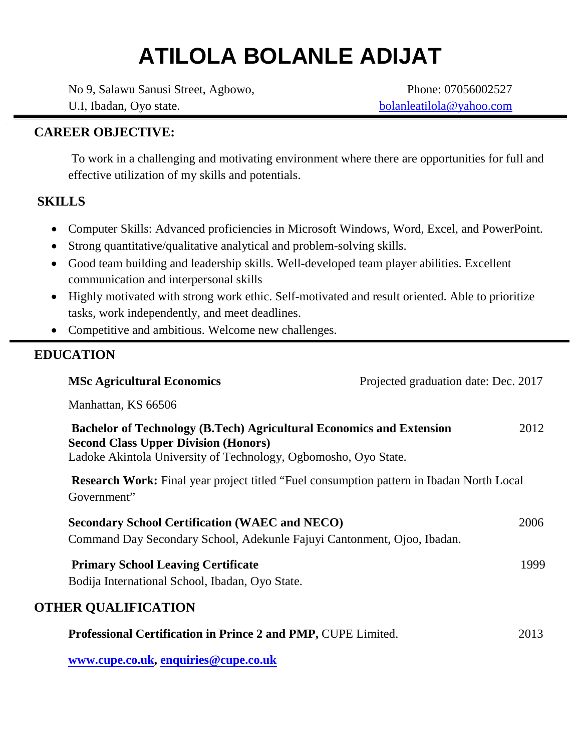# ATILOLA BOLANLE ADIJAT

No 9, Salawu Sanusi Street, Agbowo,
U.I, Ibadan, Oyo state.

Phone: 07056002527
bolanleatilola@yahoo.com

## CAREER OBJECTIVE:

To work in a challenging and motivating environment where there are opportunities for full and effective utilization of my skills and potentials.

## SKILLS

- Computer Skills: Advanced proficiencies in Microsoft Windows, Word, Excel, and PowerPoint.
- Strong quantitative/qualitative analytical and problem-solving skills.
- Good team building and leadership skills. Well-developed team player abilities. Excellent communication and interpersonal skills
- Highly motivated with strong work ethic. Self-motivated and result oriented. Able to prioritize tasks, work independently, and meet deadlines.
- Competitive and ambitious. Welcome new challenges.

## EDUCATION

**MSc Agricultural Economics** — Projected graduation date: Dec. 2017

Manhattan, KS 66506

**Bachelor of Technology (B.Tech) Agricultural Economics and Extension** — 2012
**Second Class Upper Division (Honors)**
Ladoke Akintola University of Technology, Ogbomosho, Oyo State.

**Research Work:** Final year project titled "Fuel consumption pattern in Ibadan North Local Government"

**Secondary School Certification (WAEC and NECO)** — 2006
Command Day Secondary School, Adekunle Fajuyi Cantonment, Ojoo, Ibadan.

**Primary School Leaving Certificate** — 1999
Bodija International School, Ibadan, Oyo State.

## OTHER QUALIFICATION

**Professional Certification in Prince 2 and PMP,** CUPE Limited. — 2013

**www.cupe.co.uk, enquiries@cupe.co.uk**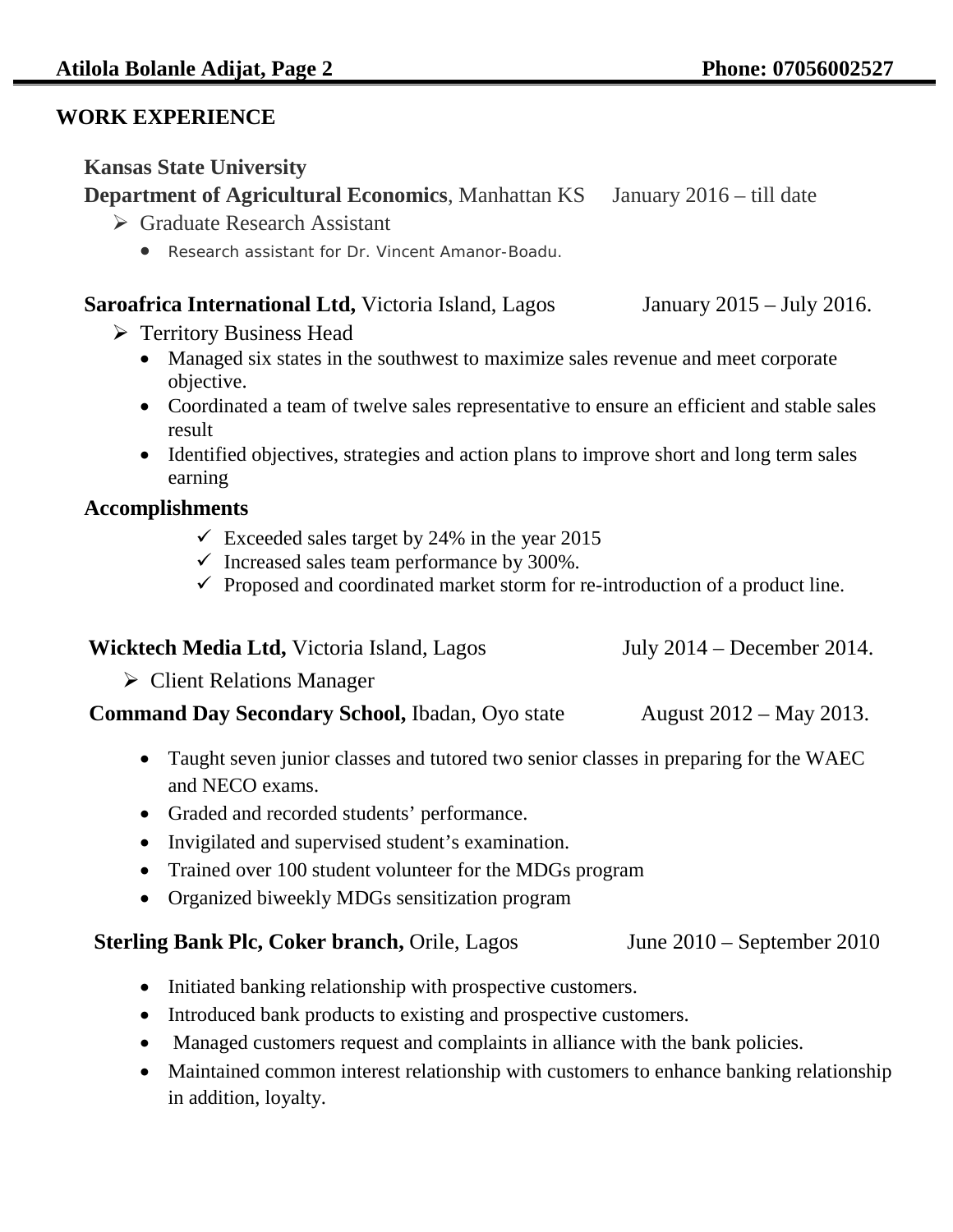## WORK EXPERIENCE

**Kansas State University**
**Department of Agricultural Economics**, Manhattan KS January 2016 – till date

- Graduate Research Assistant
  - Research assistant for Dr. Vincent Amanor-Boadu.

**Saroafrica International Ltd,** Victoria Island, Lagos January 2015 – July 2016.

- Territory Business Head
  - Managed six states in the southwest to maximize sales revenue and meet corporate objective.
  - Coordinated a team of twelve sales representative to ensure an efficient and stable sales result
  - Identified objectives, strategies and action plans to improve short and long term sales earning

**Accomplishments**

- ✓ Exceeded sales target by 24% in the year 2015
- ✓ Increased sales team performance by 300%.
- ✓ Proposed and coordinated market storm for re-introduction of a product line.

**Wicktech Media Ltd,** Victoria Island, Lagos July 2014 – December 2014.

- Client Relations Manager

**Command Day Secondary School,** Ibadan, Oyo state August 2012 – May 2013.

- Taught seven junior classes and tutored two senior classes in preparing for the WAEC and NECO exams.
- Graded and recorded students' performance.
- Invigilated and supervised student's examination.
- Trained over 100 student volunteer for the MDGs program
- Organized biweekly MDGs sensitization program

**Sterling Bank Plc, Coker branch,** Orile, Lagos June 2010 – September 2010

- Initiated banking relationship with prospective customers.
- Introduced bank products to existing and prospective customers.
- Managed customers request and complaints in alliance with the bank policies.
- Maintained common interest relationship with customers to enhance banking relationship in addition, loyalty.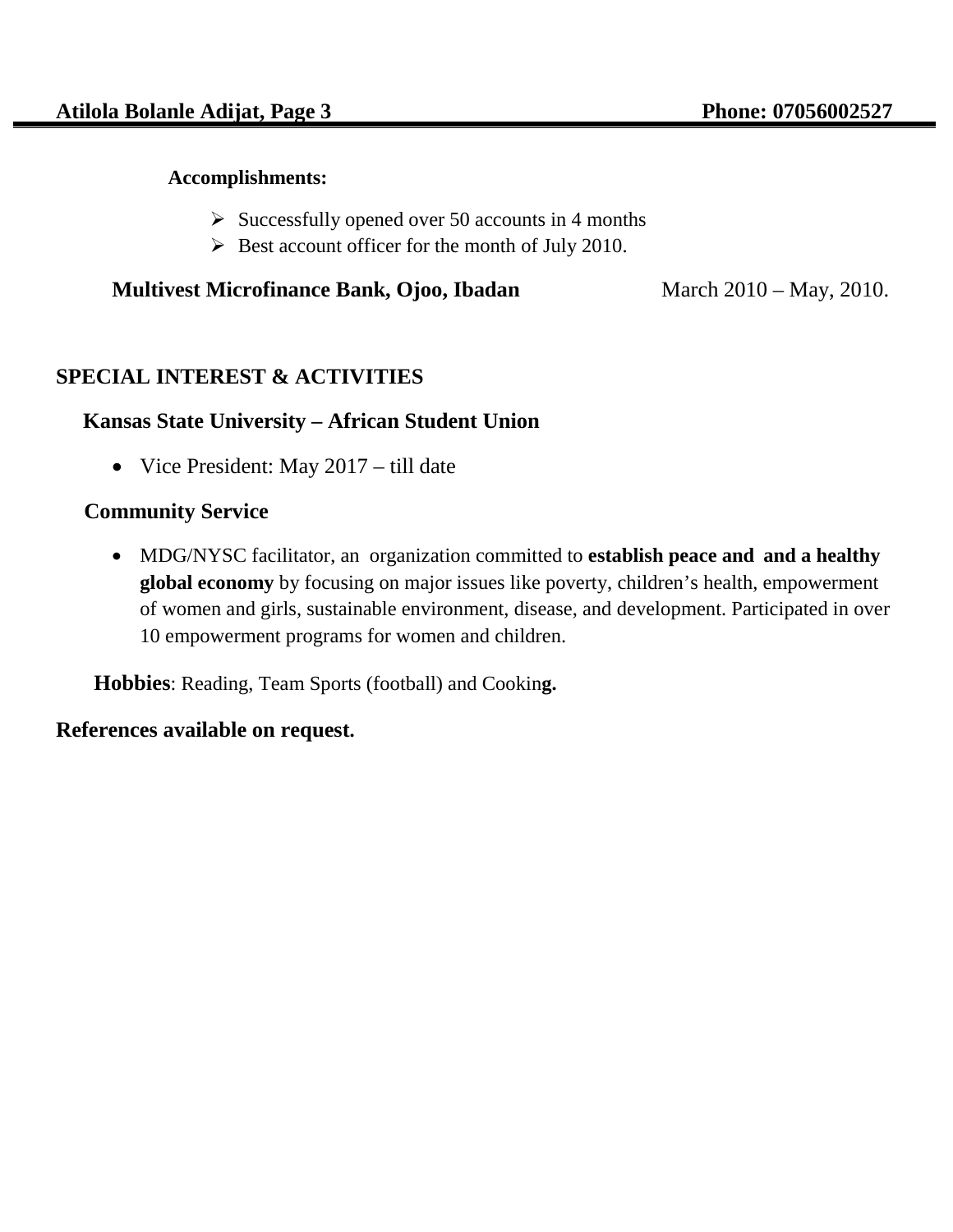**Accomplishments:**

- Successfully opened over 50 accounts in 4 months
- Best account officer for the month of July 2010.

**Multivest Microfinance Bank, Ojoo, Ibadan** March 2010 – May, 2010.

## SPECIAL INTEREST & ACTIVITIES

### Kansas State University – African Student Union

- Vice President: May 2017 – till date

### Community Service

- MDG/NYSC facilitator, an organization committed to **establish peace and and a healthy global economy** by focusing on major issues like poverty, children's health, empowerment of women and girls, sustainable environment, disease, and development. Participated in over 10 empowerment programs for women and children.

**Hobbies**: Reading, Team Sports (football) and Cooking.

**References available on request.**